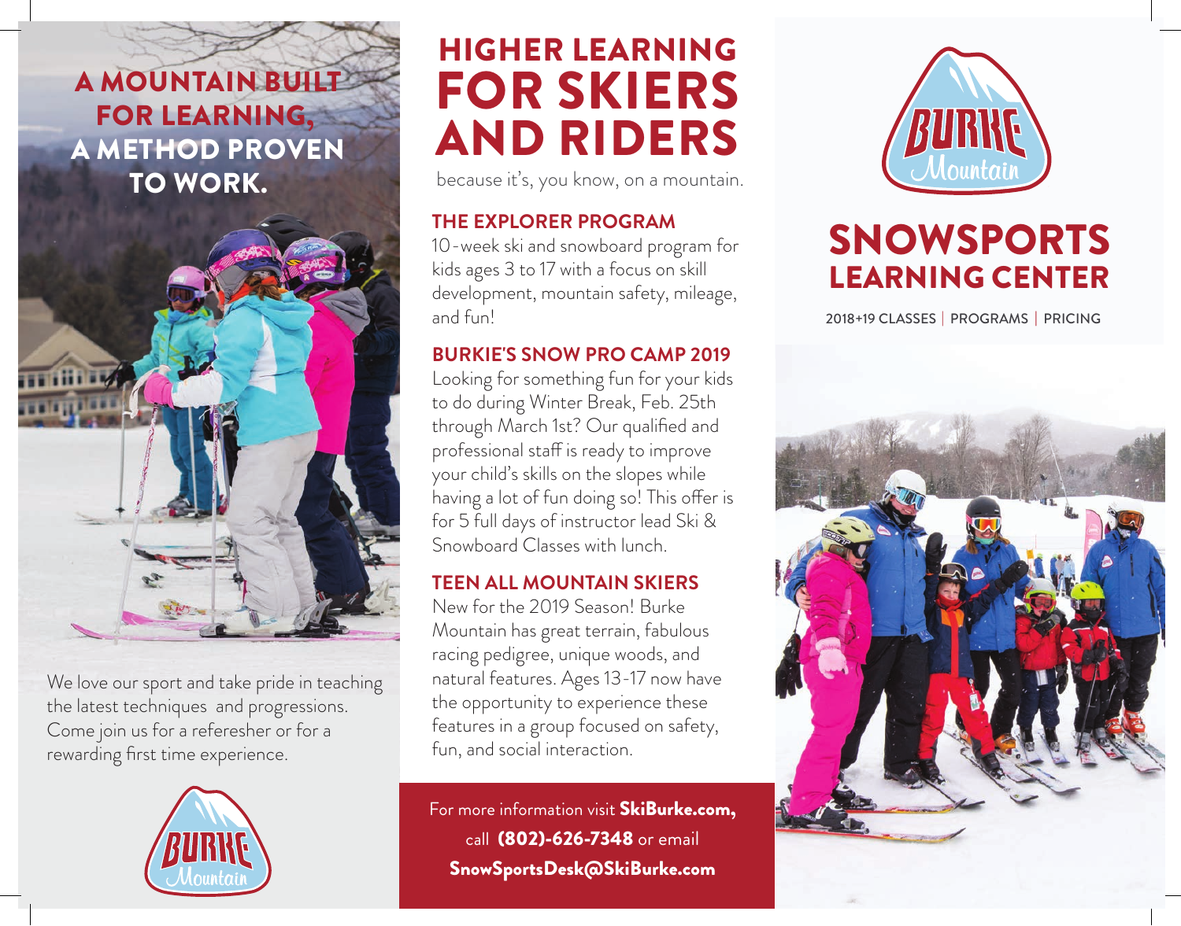# A MOUNTAIN BUILT FOR LEARNING, A METHOD PROVEN TO WORK.

We love our sport and take pride in teaching the latest techniques and progressions. Come join us for a referesher or for a rewarding first time experience.

# HIGHER LEARNING FOR SKIERS AND RIDERS

because it's, you know, on a mountain.

## THE EXPLORER PROGRAM

10-week ski and snowboard program for kids ages 3 to 17 with a focus on skill development, mountain safety, mileage, and fun!

## BURKIE'S SNOW PRO CAMP 2019

Looking for something fun for your kids to do during Winter Break, Feb. 25th through March 1st? Our qualified and professional staff is ready to improve your child's skills on the slopes while having a lot of fun doing so! This offer is for 5 full days of instructor lead Ski & Snowboard Classes with lunch.

## TEEN ALL MOUNTAIN SKIERS

New for the 2019 Season! Burke Mountain has great terrain, fabulous racing pedigree, unique woods, and natural features. Ages 13-17 now have the opportunity to experience these features in a group focused on safety, fun, and social interaction.

For more information visit **SkiBurke.com,** call **(802)-626-7348** or email **SnowSportsDesk@SkiBurke.com**

BURKE Mountain

# SNOWSPORTS LEARNING CENTER

2018+19 CLASSES | PROGRAMS | PRICING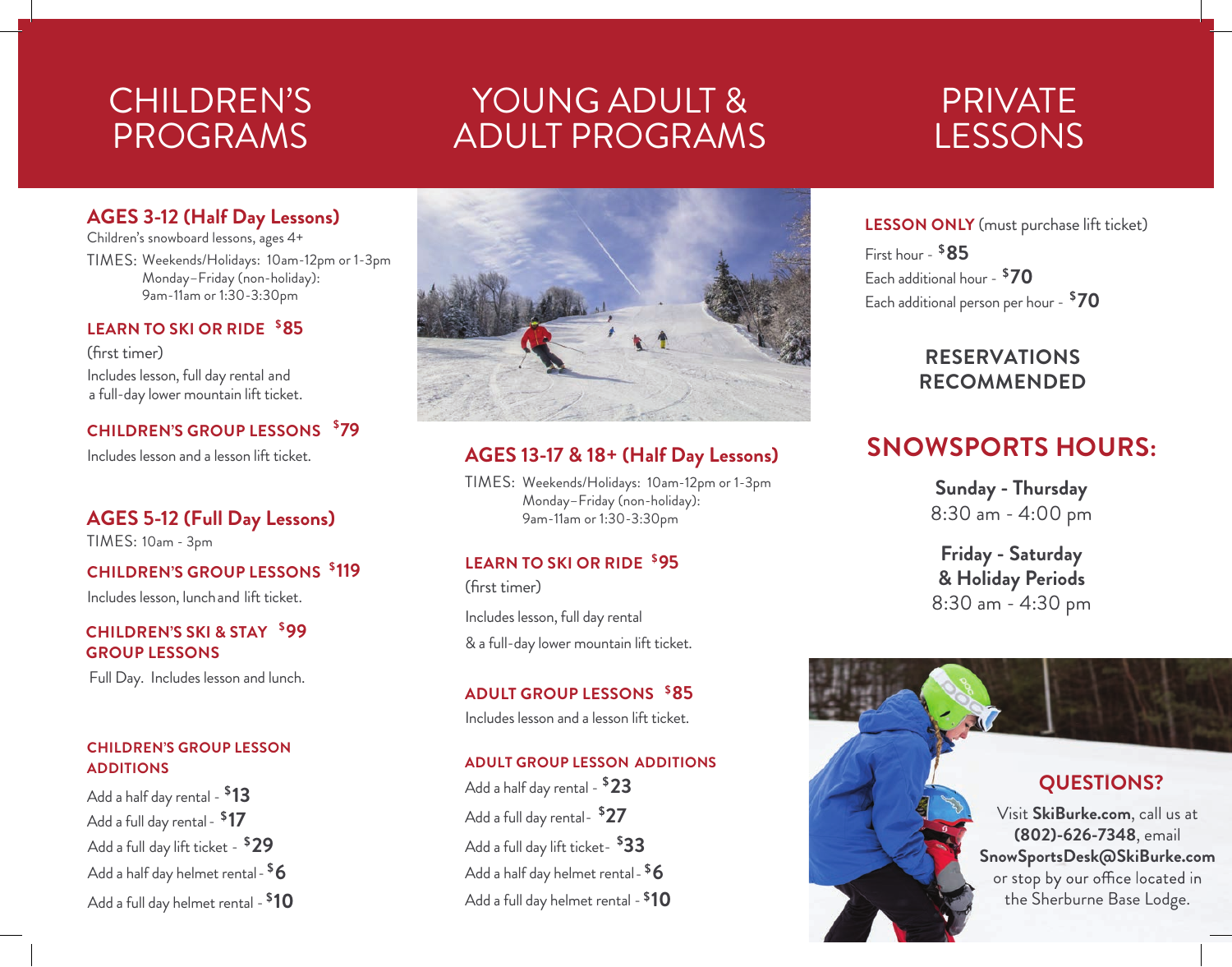# CHILDREN'S PROGRAMS

### AGES 3-12 (Half Day Lessons)

Children's snowboard lessons, ages 4+

TIMES: Weekends/Holidays: 10am-12pm or 1-3pm
Monday–Friday (non-holiday):
9am-11am or 1:30-3:30pm

**LEARN TO SKI OR RIDE $85**

(first timer)

Includes lesson, full day rental and a full-day lower mountain lift ticket.

**CHILDREN'S GROUP LESSONS $79**

Includes lesson and a lesson lift ticket.

### AGES 5-12 (Full Day Lessons)

TIMES: 10am - 3pm

**CHILDREN'S GROUP LESSONS $119**

Includes lesson, lunch and lift ticket.

**CHILDREN'S SKI & STAY GROUP LESSONS $99**

Full Day. Includes lesson and lunch.

**CHILDREN'S GROUP LESSON ADDITIONS**

Add a half day rental - $13

Add a full day rental - $17

Add a full day lift ticket - $29

Add a half day helmet rental - $6

Add a full day helmet rental - $10

# YOUNG ADULT & ADULT PROGRAMS

### AGES 13-17 & 18+ (Half Day Lessons)

TIMES: Weekends/Holidays: 10am-12pm or 1-3pm
Monday–Friday (non-holiday):
9am-11am or 1:30-3:30pm

**LEARN TO SKI OR RIDE $95**

(first timer)

Includes lesson, full day rental & a full-day lower mountain lift ticket.

**ADULT GROUP LESSONS $85**

Includes lesson and a lesson lift ticket.

**ADULT GROUP LESSON ADDITIONS**

Add a half day rental - $23

Add a full day rental - $27

Add a full day lift ticket - $33

Add a half day helmet rental - $6

Add a full day helmet rental - $10

# PRIVATE LESSONS

**LESSON ONLY** (must purchase lift ticket)

First hour - $85

Each additional hour - $70

Each additional person per hour - $70

**RESERVATIONS RECOMMENDED**

## SNOWSPORTS HOURS:

**Sunday - Thursday**
8:30 am - 4:00 pm

**Friday - Saturday & Holiday Periods**
8:30 am - 4:30 pm

## QUESTIONS?

Visit **SkiBurke.com**, call us at **(802)-626-7348**, email **SnowSportsDesk@SkiBurke.com** or stop by our office located in the Sherburne Base Lodge.